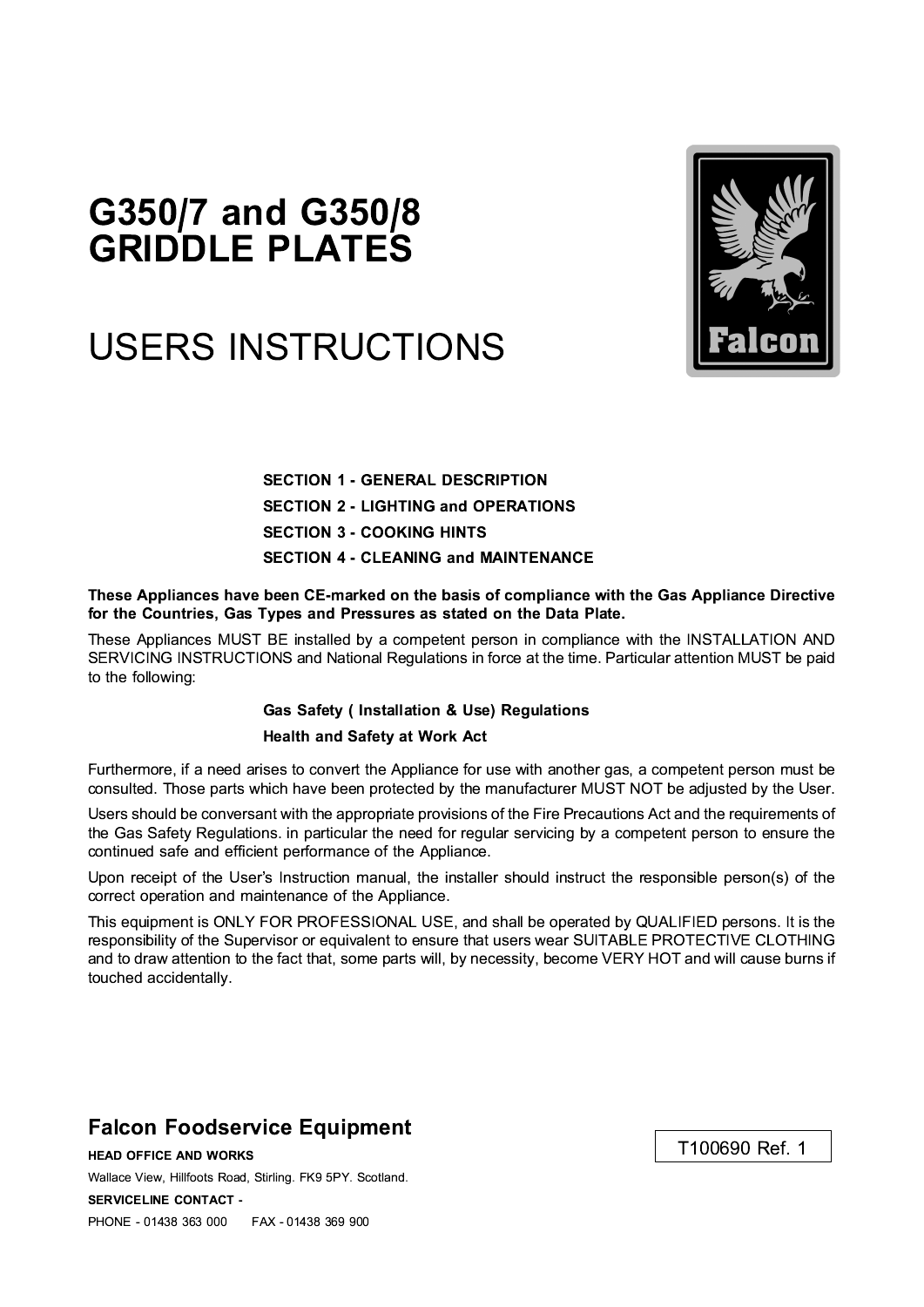# G350/7 and G350/8 GRIDDLE PLATES

# USERS INSTRUCTIONS

**SECTION 1 - GENERAL DESCRIPTION**

**SECTION 2 - LIGHTING and OPERATIONS**

**SECTION 3 - COOKING HINTS**

**SECTION 4 - CLEANING and MAINTENANCE**

**These Appliances have been CE-marked on the basis of compliance with the Gas Appliance Directive for the Countries, Gas Types and Pressures as stated on the Data Plate.**

These Appliances MUST BE installed by a competent person in compliance with the INSTALLATION AND SERVICING INSTRUCTIONS and National Regulations in force at the time. Particular attention MUST be paid to the following:

**Gas Safety ( Installation & Use) Regulations**

**Health and Safety at Work Act**

Furthermore, if a need arises to convert the Appliance for use with another gas, a competent person must be consulted. Those parts which have been protected by the manufacturer MUST NOT be adjusted by the User.

Users should be conversant with the appropriate provisions of the Fire Precautions Act and the requirements of the Gas Safety Regulations. in particular the need for regular servicing by a competent person to ensure the continued safe and efficient performance of the Appliance.

Upon receipt of the User's Instruction manual, the installer should instruct the responsible person(s) of the correct operation and maintenance of the Appliance.

This equipment is ONLY FOR PROFESSIONAL USE, and shall be operated by QUALIFIED persons. It is the responsibility of the Supervisor or equivalent to ensure that users wear SUITABLE PROTECTIVE CLOTHING and to draw attention to the fact that, some parts will, by necessity, become VERY HOT and will cause burns if touched accidentally.

## Falcon Foodservice Equipment

**HEAD OFFICE AND WORKS**

Wallace View, Hillfoots Road, Stirling. FK9 5PY. Scotland.

**SERVICELINE CONTACT -**

PHONE - 01438 363 000 FAX - 01438 369 900

T100690 Ref. 1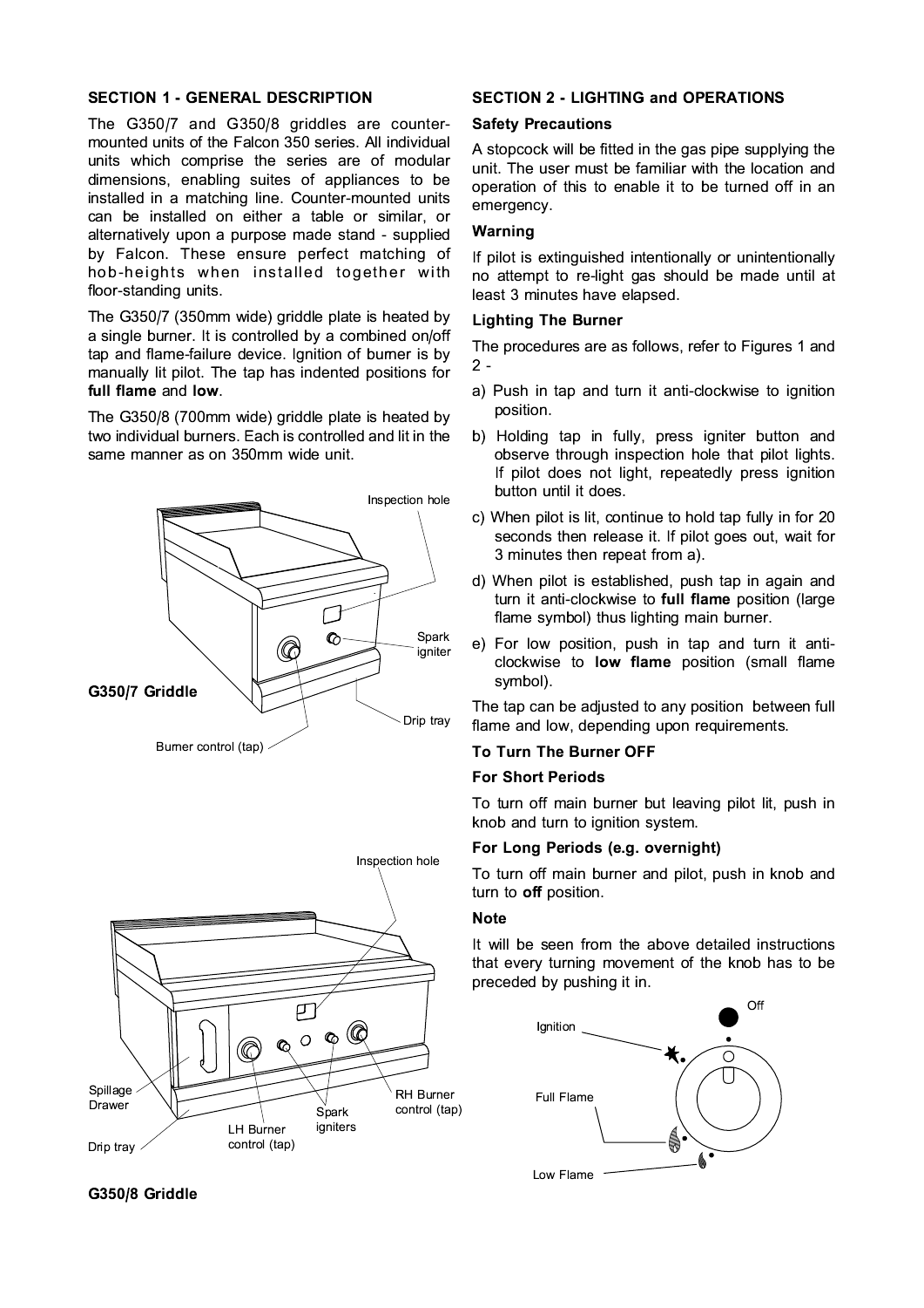## SECTION 1 - GENERAL DESCRIPTION

The G350/7 and G350/8 griddles are counter-mounted units of the Falcon 350 series. All individual units which comprise the series are of modular dimensions, enabling suites of appliances to be installed in a matching line. Counter-mounted units can be installed on either a table or similar, or alternatively upon a purpose made stand - supplied by Falcon. These ensure perfect matching of hob-heights when installed together with floor-standing units.

The G350/7 (350mm wide) griddle plate is heated by a single burner. It is controlled by a combined on/off tap and flame-failure device. Ignition of burner is by manually lit pilot. The tap has indented positions for **full flame** and **low**.

The G350/8 (700mm wide) griddle plate is heated by two individual burners. Each is controlled and lit in the same manner as on 350mm wide unit.

Inspection hole

Spark igniter

**G350/7 Griddle**

Drip tray

Burner control (tap)

Inspection hole

Spillage Drawer

Spark igniters

RH Burner control (tap)

LH Burner control (tap)

Drip tray

**G350/8 Griddle**

## SECTION 2 - LIGHTING and OPERATIONS

### Safety Precautions

A stopcock will be fitted in the gas pipe supplying the unit. The user must be familiar with the location and operation of this to enable it to be turned off in an emergency.

### Warning

If pilot is extinguished intentionally or unintentionally no attempt to re-light gas should be made until at least 3 minutes have elapsed.

### Lighting The Burner

The procedures are as follows, refer to Figures 1 and 2 -

a) Push in tap and turn it anti-clockwise to ignition position.

b) Holding tap in fully, press igniter button and observe through inspection hole that pilot lights. If pilot does not light, repeatedly press ignition button until it does.

c) When pilot is lit, continue to hold tap fully in for 20 seconds then release it. If pilot goes out, wait for 3 minutes then repeat from a).

d) When pilot is established, push tap in again and turn it anti-clockwise to **full flame** position (large flame symbol) thus lighting main burner.

e) For low position, push in tap and turn it anti-clockwise to **low flame** position (small flame symbol).

The tap can be adjusted to any position between full flame and low, depending upon requirements.

### To Turn The Burner OFF

### For Short Periods

To turn off main burner but leaving pilot lit, push in knob and turn to ignition system.

### For Long Periods (e.g. overnight)

To turn off main burner and pilot, push in knob and turn to **off** position.

### Note

It will be seen from the above detailed instructions that every turning movement of the knob has to be preceded by pushing it in.

Off

Ignition

Full Flame

Low Flame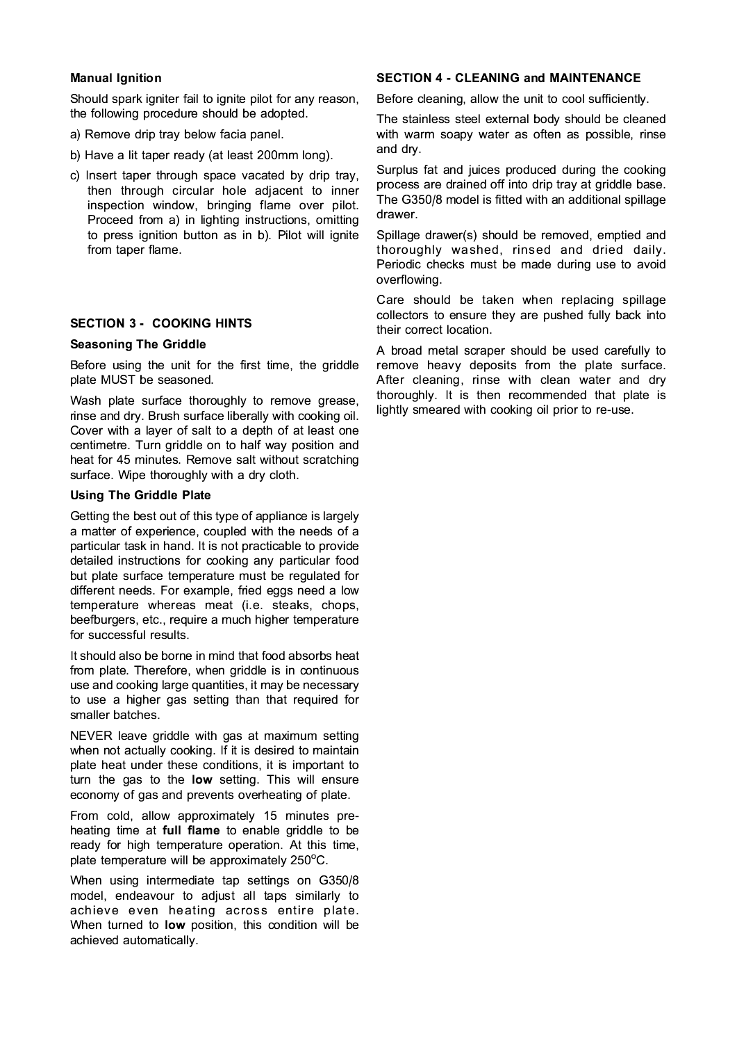**Manual Ignition**

Should spark igniter fail to ignite pilot for any reason, the following procedure should be adopted.

a) Remove drip tray below facia panel.

b) Have a lit taper ready (at least 200mm long).

c) Insert taper through space vacated by drip tray, then through circular hole adjacent to inner inspection window, bringing flame over pilot. Proceed from a) in lighting instructions, omitting to press ignition button as in b). Pilot will ignite from taper flame.

## SECTION 3 - COOKING HINTS

**Seasoning The Griddle**

Before using the unit for the first time, the griddle plate MUST be seasoned.

Wash plate surface thoroughly to remove grease, rinse and dry. Brush surface liberally with cooking oil. Cover with a layer of salt to a depth of at least one centimetre. Turn griddle on to half way position and heat for 45 minutes. Remove salt without scratching surface. Wipe thoroughly with a dry cloth.

**Using The Griddle Plate**

Getting the best out of this type of appliance is largely a matter of experience, coupled with the needs of a particular task in hand. It is not practicable to provide detailed instructions for cooking any particular food but plate surface temperature must be regulated for different needs. For example, fried eggs need a low temperature whereas meat (i.e. steaks, chops, beefburgers, etc., require a much higher temperature for successful results.

It should also be borne in mind that food absorbs heat from plate. Therefore, when griddle is in continuous use and cooking large quantities, it may be necessary to use a higher gas setting than that required for smaller batches.

NEVER leave griddle with gas at maximum setting when not actually cooking. If it is desired to maintain plate heat under these conditions, it is important to turn the gas to the **low** setting. This will ensure economy of gas and prevents overheating of plate.

From cold, allow approximately 15 minutes pre-heating time at **full flame** to enable griddle to be ready for high temperature operation. At this time, plate temperature will be approximately 250°C.

When using intermediate tap settings on G350/8 model, endeavour to adjust all taps similarly to achieve even heating across entire plate. When turned to **low** position, this condition will be achieved automatically.

## SECTION 4 - CLEANING and MAINTENANCE

Before cleaning, allow the unit to cool sufficiently.

The stainless steel external body should be cleaned with warm soapy water as often as possible, rinse and dry.

Surplus fat and juices produced during the cooking process are drained off into drip tray at griddle base. The G350/8 model is fitted with an additional spillage drawer.

Spillage drawer(s) should be removed, emptied and thoroughly washed, rinsed and dried daily. Periodic checks must be made during use to avoid overflowing.

Care should be taken when replacing spillage collectors to ensure they are pushed fully back into their correct location.

A broad metal scraper should be used carefully to remove heavy deposits from the plate surface. After cleaning, rinse with clean water and dry thoroughly. It is then recommended that plate is lightly smeared with cooking oil prior to re-use.